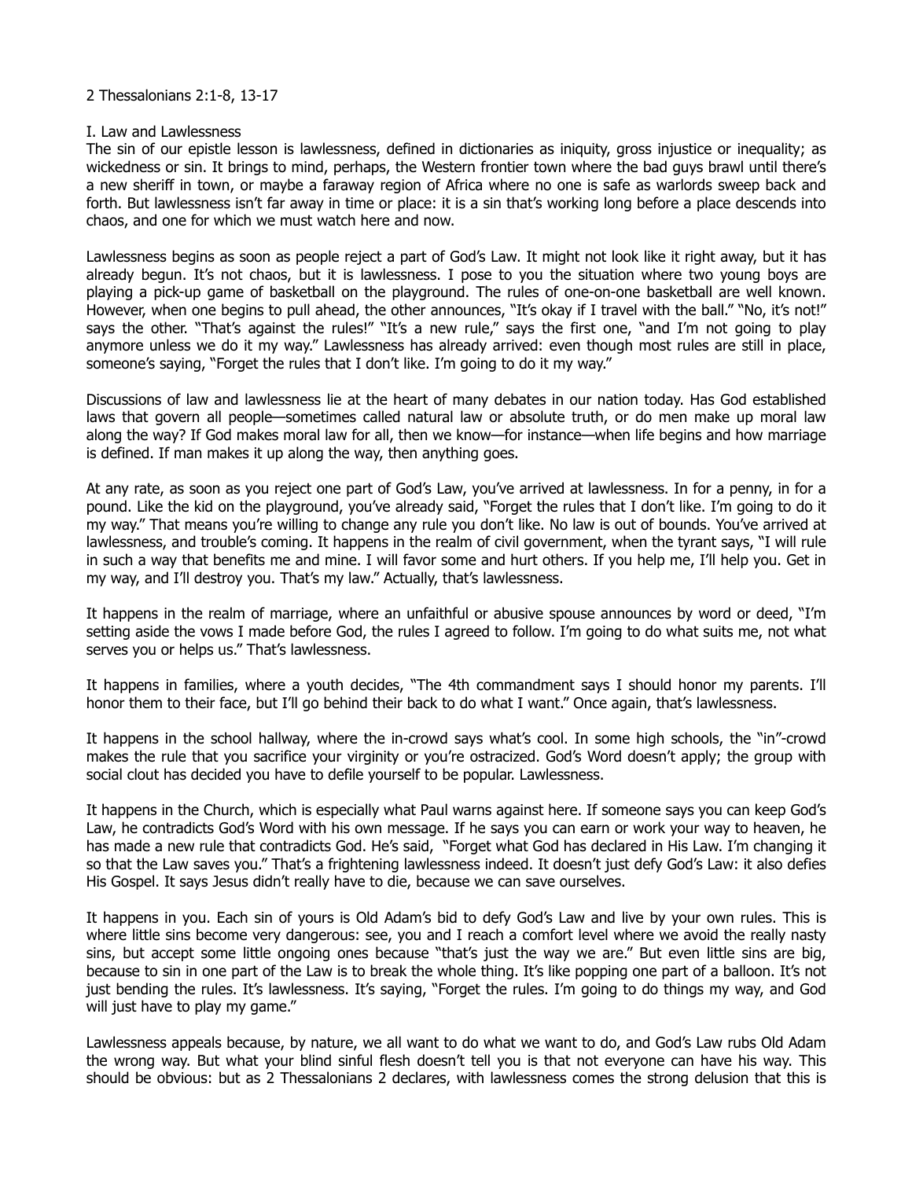2 Thessalonians 2:1-8, 13-17

I. Law and Lawlessness

The sin of our epistle lesson is lawlessness, defined in dictionaries as iniquity, gross injustice or inequality; as wickedness or sin. It brings to mind, perhaps, the Western frontier town where the bad guys brawl until there's a new sheriff in town, or maybe a faraway region of Africa where no one is safe as warlords sweep back and forth. But lawlessness isn't far away in time or place: it is a sin that's working long before a place descends into chaos, and one for which we must watch here and now.

Lawlessness begins as soon as people reject a part of God's Law. It might not look like it right away, but it has already begun. It's not chaos, but it is lawlessness. I pose to you the situation where two young boys are playing a pick-up game of basketball on the playground. The rules of one-on-one basketball are well known. However, when one begins to pull ahead, the other announces, "It's okay if I travel with the ball." "No, it's not!" says the other. "That's against the rules!" "It's a new rule," says the first one, "and I'm not going to play anymore unless we do it my way." Lawlessness has already arrived: even though most rules are still in place, someone's saying, "Forget the rules that I don't like. I'm going to do it my way."

Discussions of law and lawlessness lie at the heart of many debates in our nation today. Has God established laws that govern all people—sometimes called natural law or absolute truth, or do men make up moral law along the way? If God makes moral law for all, then we know—for instance—when life begins and how marriage is defined. If man makes it up along the way, then anything goes.

At any rate, as soon as you reject one part of God's Law, you've arrived at lawlessness. In for a penny, in for a pound. Like the kid on the playground, you've already said, "Forget the rules that I don't like. I'm going to do it my way." That means you're willing to change any rule you don't like. No law is out of bounds. You've arrived at lawlessness, and trouble's coming. It happens in the realm of civil government, when the tyrant says, "I will rule in such a way that benefits me and mine. I will favor some and hurt others. If you help me, I'll help you. Get in my way, and I'll destroy you. That's my law." Actually, that's lawlessness.

It happens in the realm of marriage, where an unfaithful or abusive spouse announces by word or deed, "I'm setting aside the vows I made before God, the rules I agreed to follow. I'm going to do what suits me, not what serves you or helps us." That's lawlessness.

It happens in families, where a youth decides, "The 4th commandment says I should honor my parents. I'll honor them to their face, but I'll go behind their back to do what I want." Once again, that's lawlessness.

It happens in the school hallway, where the in-crowd says what's cool. In some high schools, the "in"-crowd makes the rule that you sacrifice your virginity or you're ostracized. God's Word doesn't apply; the group with social clout has decided you have to defile yourself to be popular. Lawlessness.

It happens in the Church, which is especially what Paul warns against here. If someone says you can keep God's Law, he contradicts God's Word with his own message. If he says you can earn or work your way to heaven, he has made a new rule that contradicts God. He's said, "Forget what God has declared in His Law. I'm changing it so that the Law saves you." That's a frightening lawlessness indeed. It doesn't just defy God's Law: it also defies His Gospel. It says Jesus didn't really have to die, because we can save ourselves.

It happens in you. Each sin of yours is Old Adam's bid to defy God's Law and live by your own rules. This is where little sins become very dangerous: see, you and I reach a comfort level where we avoid the really nasty sins, but accept some little ongoing ones because "that's just the way we are." But even little sins are big, because to sin in one part of the Law is to break the whole thing. It's like popping one part of a balloon. It's not just bending the rules. It's lawlessness. It's saying, "Forget the rules. I'm going to do things my way, and God will just have to play my game."

Lawlessness appeals because, by nature, we all want to do what we want to do, and God's Law rubs Old Adam the wrong way. But what your blind sinful flesh doesn't tell you is that not everyone can have his way. This should be obvious: but as 2 Thessalonians 2 declares, with lawlessness comes the strong delusion that this is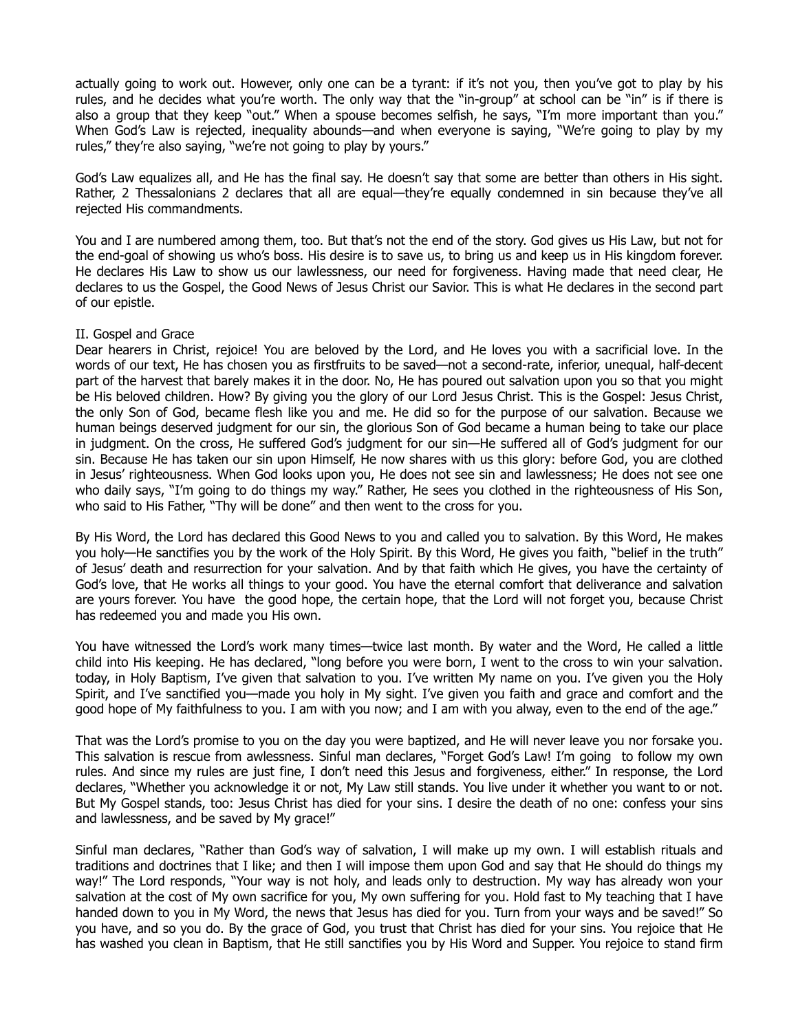actually going to work out. However, only one can be a tyrant: if it's not you, then you've got to play by his rules, and he decides what you're worth. The only way that the "in-group" at school can be "in" is if there is also a group that they keep "out." When a spouse becomes selfish, he says, "I'm more important than you." When God's Law is rejected, inequality abounds—and when everyone is saying, "We're going to play by my rules," they're also saying, "we're not going to play by yours."

God's Law equalizes all, and He has the final say. He doesn't say that some are better than others in His sight. Rather, 2 Thessalonians 2 declares that all are equal—they're equally condemned in sin because they've all rejected His commandments.

You and I are numbered among them, too. But that's not the end of the story. God gives us His Law, but not for the end-goal of showing us who's boss. His desire is to save us, to bring us and keep us in His kingdom forever. He declares His Law to show us our lawlessness, our need for forgiveness. Having made that need clear, He declares to us the Gospel, the Good News of Jesus Christ our Savior. This is what He declares in the second part of our epistle.

## II. Gospel and Grace

Dear hearers in Christ, rejoice! You are beloved by the Lord, and He loves you with a sacrificial love. In the words of our text, He has chosen you as firstfruits to be saved—not a second-rate, inferior, unequal, half-decent part of the harvest that barely makes it in the door. No, He has poured out salvation upon you so that you might be His beloved children. How? By giving you the glory of our Lord Jesus Christ. This is the Gospel: Jesus Christ, the only Son of God, became flesh like you and me. He did so for the purpose of our salvation. Because we human beings deserved judgment for our sin, the glorious Son of God became a human being to take our place in judgment. On the cross, He suffered God's judgment for our sin—He suffered all of God's judgment for our sin. Because He has taken our sin upon Himself, He now shares with us this glory: before God, you are clothed in Jesus' righteousness. When God looks upon you, He does not see sin and lawlessness; He does not see one who daily says, "I'm going to do things my way." Rather, He sees you clothed in the righteousness of His Son, who said to His Father, "Thy will be done" and then went to the cross for you.

By His Word, the Lord has declared this Good News to you and called you to salvation. By this Word, He makes you holy—He sanctifies you by the work of the Holy Spirit. By this Word, He gives you faith, "belief in the truth" of Jesus' death and resurrection for your salvation. And by that faith which He gives, you have the certainty of God's love, that He works all things to your good. You have the eternal comfort that deliverance and salvation are yours forever. You have the good hope, the certain hope, that the Lord will not forget you, because Christ has redeemed you and made you His own.

You have witnessed the Lord's work many times—twice last month. By water and the Word, He called a little child into His keeping. He has declared, "long before you were born, I went to the cross to win your salvation. today, in Holy Baptism, I've given that salvation to you. I've written My name on you. I've given you the Holy Spirit, and I've sanctified you—made you holy in My sight. I've given you faith and grace and comfort and the good hope of My faithfulness to you. I am with you now; and I am with you alway, even to the end of the age."

That was the Lord's promise to you on the day you were baptized, and He will never leave you nor forsake you. This salvation is rescue from awlessness. Sinful man declares, "Forget God's Law! I'm going to follow my own rules. And since my rules are just fine, I don't need this Jesus and forgiveness, either." In response, the Lord declares, "Whether you acknowledge it or not, My Law still stands. You live under it whether you want to or not. But My Gospel stands, too: Jesus Christ has died for your sins. I desire the death of no one: confess your sins and lawlessness, and be saved by My grace!"

Sinful man declares, "Rather than God's way of salvation, I will make up my own. I will establish rituals and traditions and doctrines that I like; and then I will impose them upon God and say that He should do things my way!" The Lord responds, "Your way is not holy, and leads only to destruction. My way has already won your salvation at the cost of My own sacrifice for you, My own suffering for you. Hold fast to My teaching that I have handed down to you in My Word, the news that Jesus has died for you. Turn from your ways and be saved!" So you have, and so you do. By the grace of God, you trust that Christ has died for your sins. You rejoice that He has washed you clean in Baptism, that He still sanctifies you by His Word and Supper. You rejoice to stand firm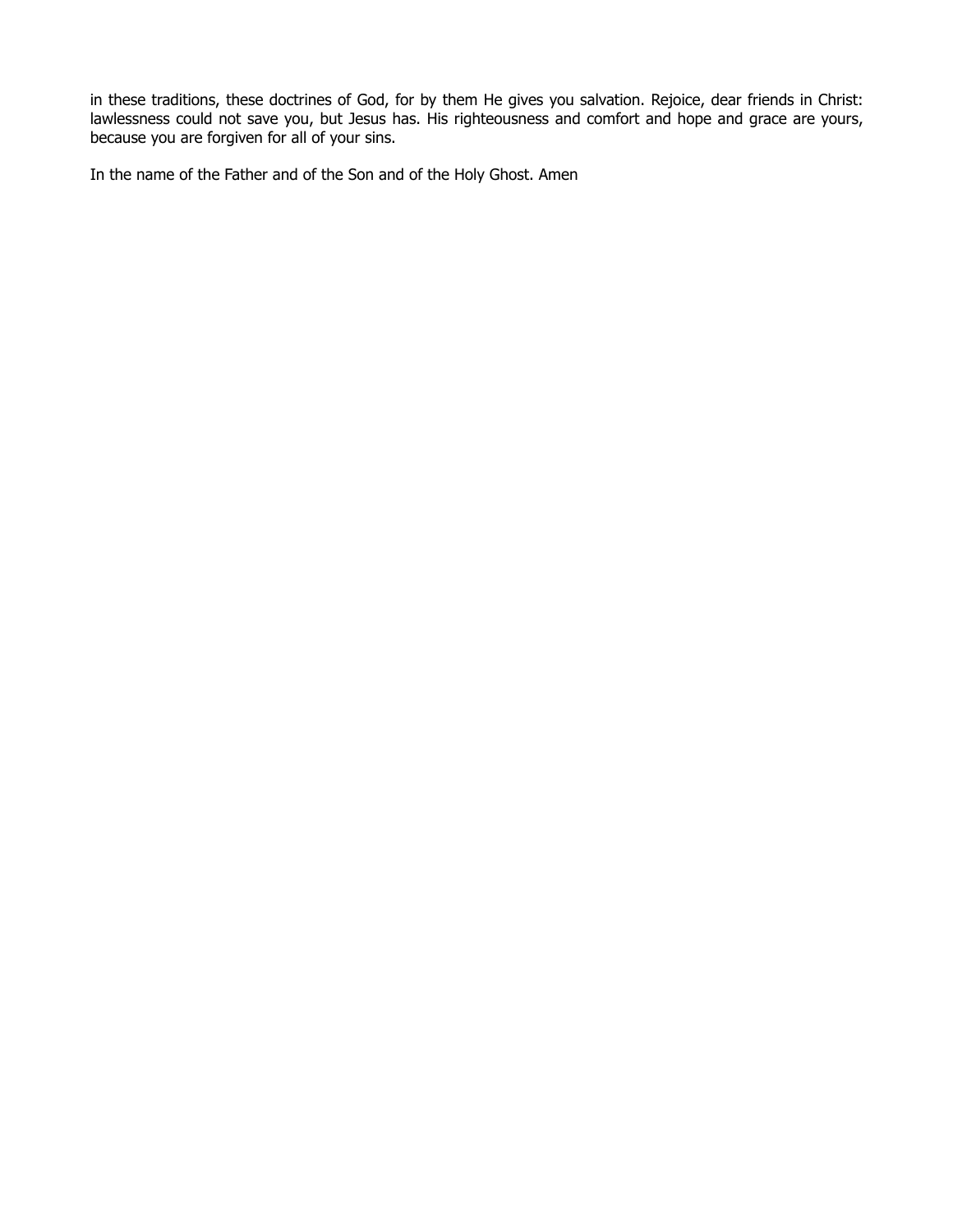in these traditions, these doctrines of God, for by them He gives you salvation. Rejoice, dear friends in Christ: lawlessness could not save you, but Jesus has. His righteousness and comfort and hope and grace are yours, because you are forgiven for all of your sins.

In the name of the Father and of the Son and of the Holy Ghost. Amen